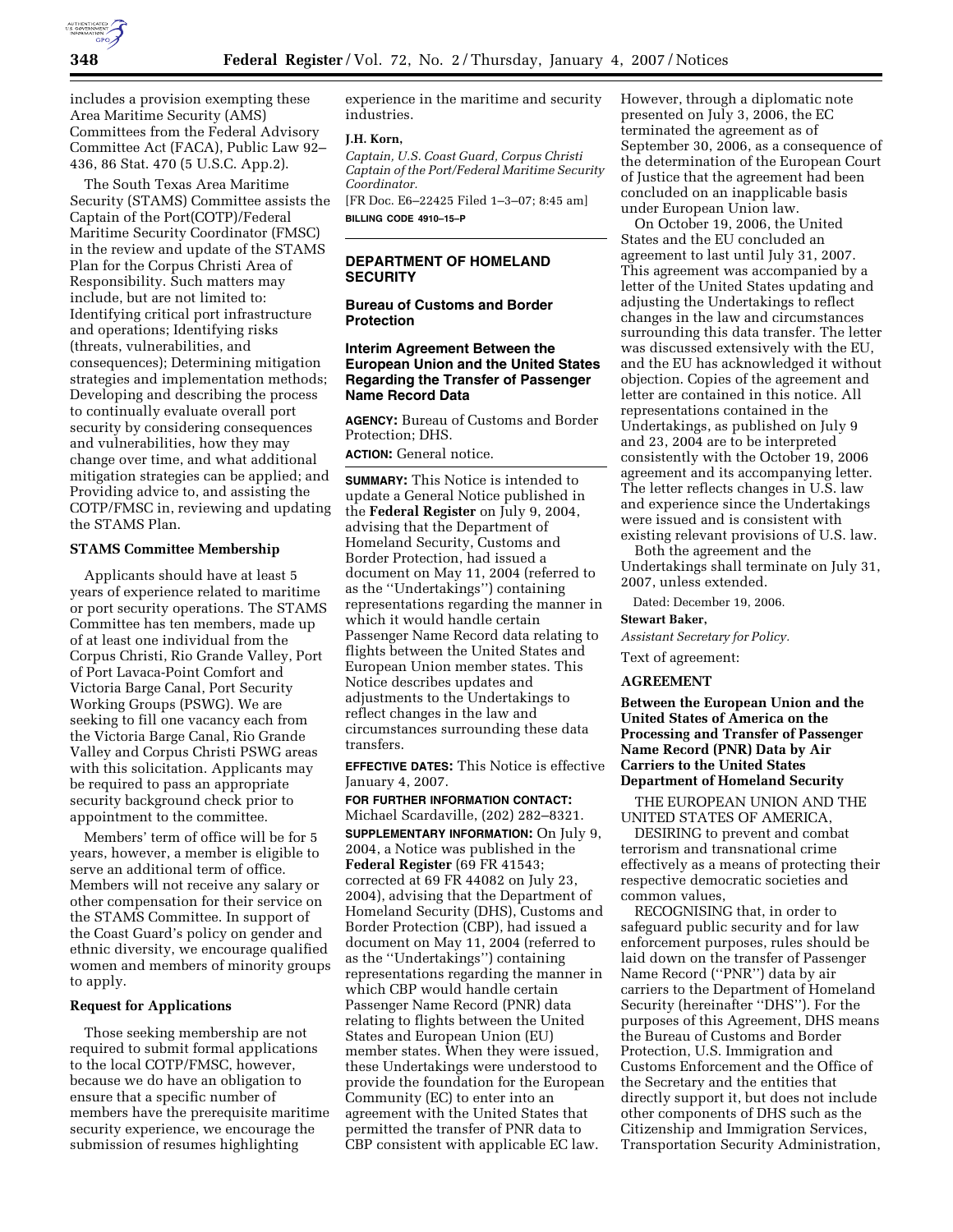includes a provision exempting these Area Maritime Security (AMS) Committees from the Federal Advisory Committee Act (FACA), Public Law 92–436, 86 Stat. 470 (5 U.S.C. App.2).

The South Texas Area Maritime Security (STAMS) Committee assists the Captain of the Port(COTP)/Federal Maritime Security Coordinator (FMSC) in the review and update of the STAMS Plan for the Corpus Christi Area of Responsibility. Such matters may include, but are not limited to: Identifying critical port infrastructure and operations; Identifying risks (threats, vulnerabilities, and consequences); Determining mitigation strategies and implementation methods; Developing and describing the process to continually evaluate overall port security by considering consequences and vulnerabilities, how they may change over time, and what additional mitigation strategies can be applied; and Providing advice to, and assisting the COTP/FMSC in, reviewing and updating the STAMS Plan.

**STAMS Committee Membership**

Applicants should have at least 5 years of experience related to maritime or port security operations. The STAMS Committee has ten members, made up of at least one individual from the Corpus Christi, Rio Grande Valley, Port of Port Lavaca-Point Comfort and Victoria Barge Canal, Port Security Working Groups (PSWG). We are seeking to fill one vacancy each from the Victoria Barge Canal, Rio Grande Valley and Corpus Christi PSWG areas with this solicitation. Applicants may be required to pass an appropriate security background check prior to appointment to the committee.

Members' term of office will be for 5 years, however, a member is eligible to serve an additional term of office. Members will not receive any salary or other compensation for their service on the STAMS Committee. In support of the Coast Guard's policy on gender and ethnic diversity, we encourage qualified women and members of minority groups to apply.

**Request for Applications**

Those seeking membership are not required to submit formal applications to the local COTP/FMSC, however, because we do have an obligation to ensure that a specific number of members have the prerequisite maritime security experience, we encourage the submission of resumes highlighting experience in the maritime and security industries.

**J.H. Korn,**

*Captain, U.S. Coast Guard, Corpus Christi Captain of the Port/Federal Maritime Security Coordinator.*

[FR Doc. E6–22425 Filed 1–3–07; 8:45 am]

**BILLING CODE 4910–15–P**

---

## DEPARTMENT OF HOMELAND SECURITY

### Bureau of Customs and Border Protection

### Interim Agreement Between the European Union and the United States Regarding the Transfer of Passenger Name Record Data

**AGENCY:** Bureau of Customs and Border Protection; DHS.

**ACTION:** General notice.

**SUMMARY:** This Notice is intended to update a General Notice published in the **Federal Register** on July 9, 2004, advising that the Department of Homeland Security, Customs and Border Protection, had issued a document on May 11, 2004 (referred to as the "Undertakings") containing representations regarding the manner in which it would handle certain Passenger Name Record data relating to flights between the United States and European Union member states. This Notice describes updates and adjustments to the Undertakings to reflect changes in the law and circumstances surrounding these data transfers.

**EFFECTIVE DATES:** This Notice is effective January 4, 2007.

**FOR FURTHER INFORMATION CONTACT:** Michael Scardaville, (202) 282–8321.

**SUPPLEMENTARY INFORMATION:** On July 9, 2004, a Notice was published in the **Federal Register** (69 FR 41543; corrected at 69 FR 44082 on July 23, 2004), advising that the Department of Homeland Security (DHS), Customs and Border Protection (CBP), had issued a document on May 11, 2004 (referred to as the "Undertakings") containing representations regarding the manner in which CBP would handle certain Passenger Name Record (PNR) data relating to flights between the United States and European Union (EU) member states. When they were issued, these Undertakings were understood to provide the foundation for the European Community (EC) to enter into an agreement with the United States that permitted the transfer of PNR data to CBP consistent with applicable EC law. However, through a diplomatic note presented on July 3, 2006, the EC terminated the agreement as of September 30, 2006, as a consequence of the determination of the European Court of Justice that the agreement had been concluded on an inapplicable basis under European Union law.

On October 19, 2006, the United States and the EU concluded an agreement to last until July 31, 2007. This agreement was accompanied by a letter of the United States updating and adjusting the Undertakings to reflect changes in the law and circumstances surrounding this data transfer. The letter was discussed extensively with the EU, and the EU has acknowledged it without objection. Copies of the agreement and letter are contained in this notice. All representations contained in the Undertakings, as published on July 9 and 23, 2004 are to be interpreted consistently with the October 19, 2006 agreement and its accompanying letter. The letter reflects changes in U.S. law and experience since the Undertakings were issued and is consistent with existing relevant provisions of U.S. law.

Both the agreement and the Undertakings shall terminate on July 31, 2007, unless extended.

Dated: December 19, 2006.

**Stewart Baker,**

*Assistant Secretary for Policy.*

Text of agreement:

**AGREEMENT**

**Between the European Union and the United States of America on the Processing and Transfer of Passenger Name Record (PNR) Data by Air Carriers to the United States Department of Homeland Security**

THE EUROPEAN UNION AND THE UNITED STATES OF AMERICA,

DESIRING to prevent and combat terrorism and transnational crime effectively as a means of protecting their respective democratic societies and common values,

RECOGNISING that, in order to safeguard public security and for law enforcement purposes, rules should be laid down on the transfer of Passenger Name Record ("PNR") data by air carriers to the Department of Homeland Security (hereinafter "DHS"). For the purposes of this Agreement, DHS means the Bureau of Customs and Border Protection, U.S. Immigration and Customs Enforcement and the Office of the Secretary and the entities that directly support it, but does not include other components of DHS such as the Citizenship and Immigration Services, Transportation Security Administration,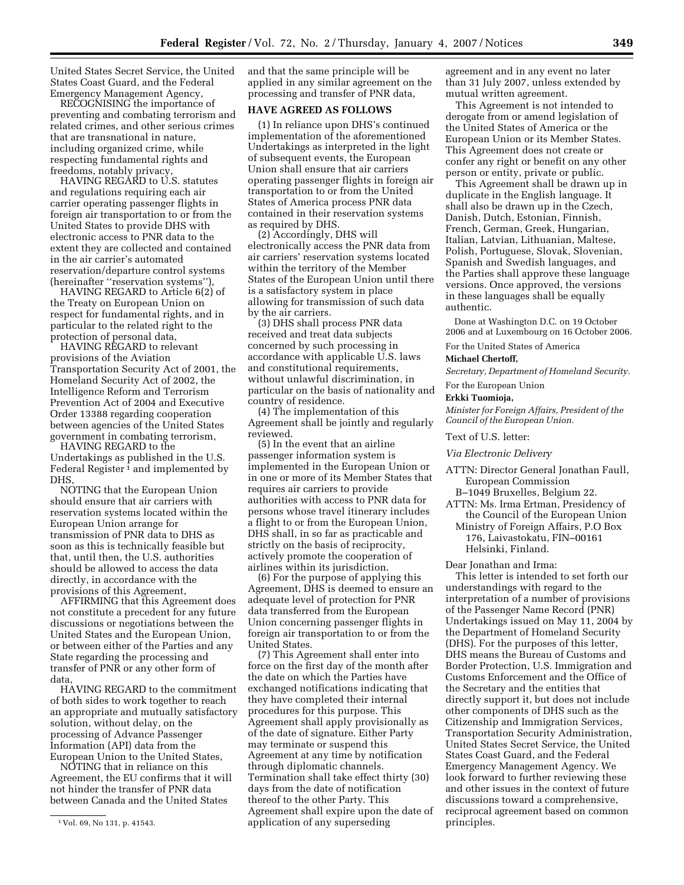United States Secret Service, the United States Coast Guard, and the Federal Emergency Management Agency,

RECOGNISING the importance of preventing and combating terrorism and related crimes, and other serious crimes that are transnational in nature, including organized crime, while respecting fundamental rights and freedoms, notably privacy,

HAVING REGARD to U.S. statutes and regulations requiring each air carrier operating passenger flights in foreign air transportation to or from the United States to provide DHS with electronic access to PNR data to the extent they are collected and contained in the air carrier's automated reservation/departure control systems (hereinafter ''reservation systems''),

HAVING REGARD to Article 6(2) of the Treaty on European Union on respect for fundamental rights, and in particular to the related right to the protection of personal data,

HAVING REGARD to relevant provisions of the Aviation Transportation Security Act of 2001, the Homeland Security Act of 2002, the Intelligence Reform and Terrorism Prevention Act of 2004 and Executive Order 13388 regarding cooperation between agencies of the United States government in combating terrorism,

HAVING REGARD to the Undertakings as published in the U.S. Federal Register [1] and implemented by DHS,

NOTING that the European Union should ensure that air carriers with reservation systems located within the European Union arrange for transmission of PNR data to DHS as soon as this is technically feasible but that, until then, the U.S. authorities should be allowed to access the data directly, in accordance with the provisions of this Agreement,

AFFIRMING that this Agreement does not constitute a precedent for any future discussions or negotiations between the United States and the European Union, or between either of the Parties and any State regarding the processing and transfer of PNR or any other form of data,

HAVING REGARD to the commitment of both sides to work together to reach an appropriate and mutually satisfactory solution, without delay, on the processing of Advance Passenger Information (API) data from the European Union to the United States,

NOTING that in reliance on this Agreement, the EU confirms that it will not hinder the transfer of PNR data between Canada and the United States and that the same principle will be applied in any similar agreement on the processing and transfer of PNR data,

**HAVE AGREED AS FOLLOWS**

(1) In reliance upon DHS's continued implementation of the aforementioned Undertakings as interpreted in the light of subsequent events, the European Union shall ensure that air carriers operating passenger flights in foreign air transportation to or from the United States of America process PNR data contained in their reservation systems as required by DHS.

(2) Accordingly, DHS will electronically access the PNR data from air carriers' reservation systems located within the territory of the Member States of the European Union until there is a satisfactory system in place allowing for transmission of such data by the air carriers.

(3) DHS shall process PNR data received and treat data subjects concerned by such processing in accordance with applicable U.S. laws and constitutional requirements, without unlawful discrimination, in particular on the basis of nationality and country of residence.

(4) The implementation of this Agreement shall be jointly and regularly reviewed.

(5) In the event that an airline passenger information system is implemented in the European Union or in one or more of its Member States that requires air carriers to provide authorities with access to PNR data for persons whose travel itinerary includes a flight to or from the European Union, DHS shall, in so far as practicable and strictly on the basis of reciprocity, actively promote the cooperation of airlines within its jurisdiction.

(6) For the purpose of applying this Agreement, DHS is deemed to ensure an adequate level of protection for PNR data transferred from the European Union concerning passenger flights in foreign air transportation to or from the United States.

(7) This Agreement shall enter into force on the first day of the month after the date on which the Parties have exchanged notifications indicating that they have completed their internal procedures for this purpose. This Agreement shall apply provisionally as of the date of signature. Either Party may terminate or suspend this Agreement at any time by notification through diplomatic channels. Termination shall take effect thirty (30) days from the date of notification thereof to the other Party. This Agreement shall expire upon the date of application of any superseding agreement and in any event no later than 31 July 2007, unless extended by mutual written agreement.

This Agreement is not intended to derogate from or amend legislation of the United States of America or the European Union or its Member States. This Agreement does not create or confer any right or benefit on any other person or entity, private or public.

This Agreement shall be drawn up in duplicate in the English language. It shall also be drawn up in the Czech, Danish, Dutch, Estonian, Finnish, French, German, Greek, Hungarian, Italian, Latvian, Lithuanian, Maltese, Polish, Portuguese, Slovak, Slovenian, Spanish and Swedish languages, and the Parties shall approve these language versions. Once approved, the versions in these languages shall be equally authentic.

Done at Washington D.C. on 19 October 2006 and at Luxembourg on 16 October 2006.

For the United States of America

**Michael Chertoff,**

*Secretary, Department of Homeland Security.*

For the European Union

**Erkki Tuomioja,**

*Minister for Foreign Affairs, President of the Council of the European Union.*

Text of U.S. letter:

*Via Electronic Delivery*

ATTN: Director General Jonathan Faull, European Commission
B–1049 Bruxelles, Belgium 22.

ATTN: Ms. Irma Ertman, Presidency of the Council of the European Union
Ministry of Foreign Affairs, P.O Box 176, Laivastokatu, FIN–00161 Helsinki, Finland.

Dear Jonathan and Irma:

This letter is intended to set forth our understandings with regard to the interpretation of a number of provisions of the Passenger Name Record (PNR) Undertakings issued on May 11, 2004 by the Department of Homeland Security (DHS). For the purposes of this letter, DHS means the Bureau of Customs and Border Protection, U.S. Immigration and Customs Enforcement and the Office of the Secretary and the entities that directly support it, but does not include other components of DHS such as the Citizenship and Immigration Services, Transportation Security Administration, United States Secret Service, the United States Coast Guard, and the Federal Emergency Management Agency. We look forward to further reviewing these and other issues in the context of future discussions toward a comprehensive, reciprocal agreement based on common principles.

[1] Vol. 69, No 131, p. 41543.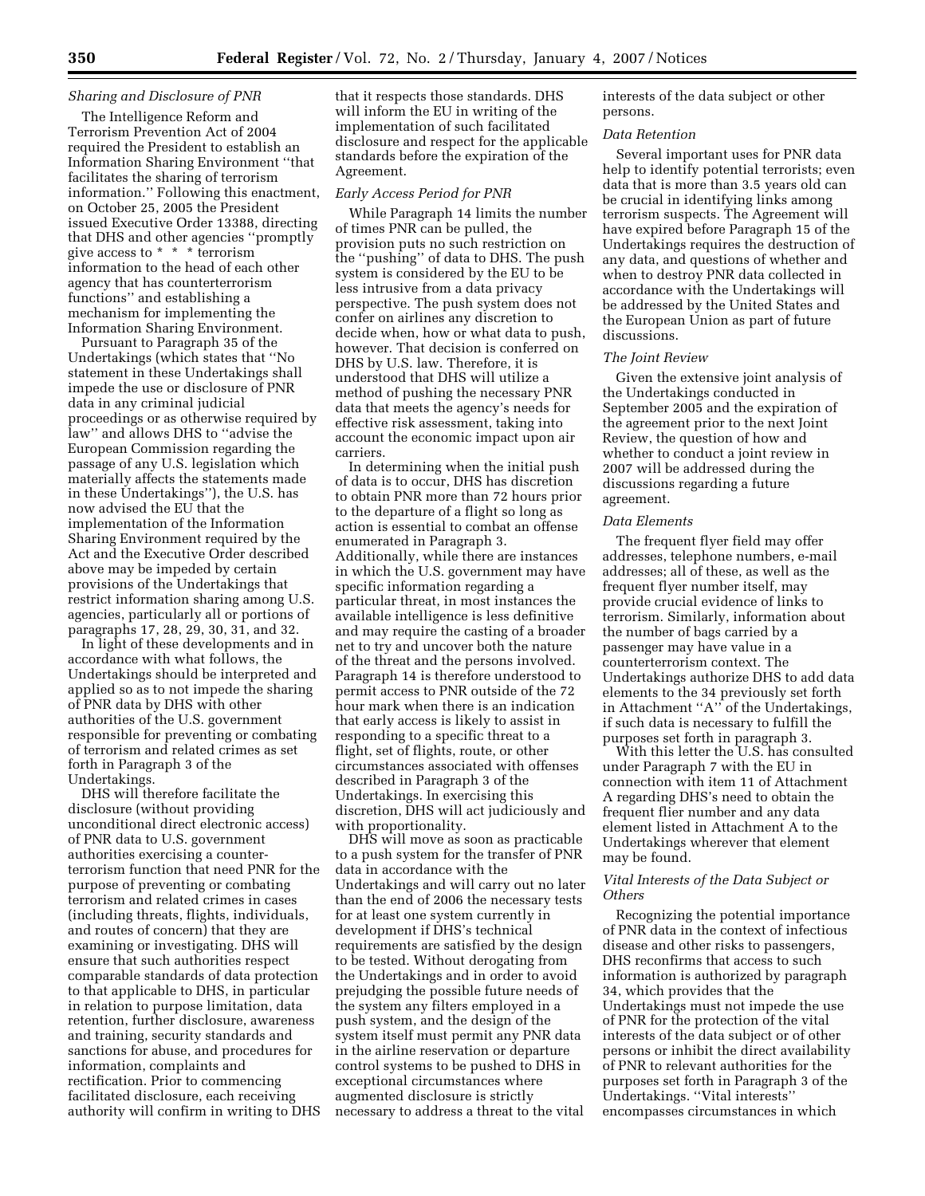### *Sharing and Disclosure of PNR*

The Intelligence Reform and Terrorism Prevention Act of 2004 required the President to establish an Information Sharing Environment ''that facilitates the sharing of terrorism information.'' Following this enactment, on October 25, 2005 the President issued Executive Order 13388, directing that DHS and other agencies ''promptly give access to * * * terrorism information to the head of each other agency that has counterterrorism functions'' and establishing a mechanism for implementing the Information Sharing Environment.

Pursuant to Paragraph 35 of the Undertakings (which states that ''No statement in these Undertakings shall impede the use or disclosure of PNR data in any criminal judicial proceedings or as otherwise required by law'' and allows DHS to ''advise the European Commission regarding the passage of any U.S. legislation which materially affects the statements made in these Undertakings''), the U.S. has now advised the EU that the implementation of the Information Sharing Environment required by the Act and the Executive Order described above may be impeded by certain provisions of the Undertakings that restrict information sharing among U.S. agencies, particularly all or portions of paragraphs 17, 28, 29, 30, 31, and 32.

In light of these developments and in accordance with what follows, the Undertakings should be interpreted and applied so as to not impede the sharing of PNR data by DHS with other authorities of the U.S. government responsible for preventing or combating of terrorism and related crimes as set forth in Paragraph 3 of the Undertakings.

DHS will therefore facilitate the disclosure (without providing unconditional direct electronic access) of PNR data to U.S. government authorities exercising a counter-terrorism function that need PNR for the purpose of preventing or combating terrorism and related crimes in cases (including threats, flights, individuals, and routes of concern) that they are examining or investigating. DHS will ensure that such authorities respect comparable standards of data protection to that applicable to DHS, in particular in relation to purpose limitation, data retention, further disclosure, awareness and training, security standards and sanctions for abuse, and procedures for information, complaints and rectification. Prior to commencing facilitated disclosure, each receiving authority will confirm in writing to DHS that it respects those standards. DHS will inform the EU in writing of the implementation of such facilitated disclosure and respect for the applicable standards before the expiration of the Agreement.

### *Early Access Period for PNR*

While Paragraph 14 limits the number of times PNR can be pulled, the provision puts no such restriction on the ''pushing'' of data to DHS. The push system is considered by the EU to be less intrusive from a data privacy perspective. The push system does not confer on airlines any discretion to decide when, how or what data to push, however. That decision is conferred on DHS by U.S. law. Therefore, it is understood that DHS will utilize a method of pushing the necessary PNR data that meets the agency's needs for effective risk assessment, taking into account the economic impact upon air carriers.

In determining when the initial push of data is to occur, DHS has discretion to obtain PNR more than 72 hours prior to the departure of a flight so long as action is essential to combat an offense enumerated in Paragraph 3. Additionally, while there are instances in which the U.S. government may have specific information regarding a particular threat, in most instances the available intelligence is less definitive and may require the casting of a broader net to try and uncover both the nature of the threat and the persons involved. Paragraph 14 is therefore understood to permit access to PNR outside of the 72 hour mark when there is an indication that early access is likely to assist in responding to a specific threat to a flight, set of flights, route, or other circumstances associated with offenses described in Paragraph 3 of the Undertakings. In exercising this discretion, DHS will act judiciously and with proportionality.

DHS will move as soon as practicable to a push system for the transfer of PNR data in accordance with the Undertakings and will carry out no later than the end of 2006 the necessary tests for at least one system currently in development if DHS's technical requirements are satisfied by the design to be tested. Without derogating from the Undertakings and in order to avoid prejudging the possible future needs of the system any filters employed in a push system, and the design of the system itself must permit any PNR data in the airline reservation or departure control systems to be pushed to DHS in exceptional circumstances where augmented disclosure is strictly necessary to address a threat to the vital interests of the data subject or other persons.

### *Data Retention*

Several important uses for PNR data help to identify potential terrorists; even data that is more than 3.5 years old can be crucial in identifying links among terrorism suspects. The Agreement will have expired before Paragraph 15 of the Undertakings requires the destruction of any data, and questions of whether and when to destroy PNR data collected in accordance with the Undertakings will be addressed by the United States and the European Union as part of future discussions.

### *The Joint Review*

Given the extensive joint analysis of the Undertakings conducted in September 2005 and the expiration of the agreement prior to the next Joint Review, the question of how and whether to conduct a joint review in 2007 will be addressed during the discussions regarding a future agreement.

### *Data Elements*

The frequent flyer field may offer addresses, telephone numbers, e-mail addresses; all of these, as well as the frequent flyer number itself, may provide crucial evidence of links to terrorism. Similarly, information about the number of bags carried by a passenger may have value in a counterterrorism context. The Undertakings authorize DHS to add data elements to the 34 previously set forth in Attachment ''A'' of the Undertakings, if such data is necessary to fulfill the purposes set forth in paragraph 3.

With this letter the U.S. has consulted under Paragraph 7 with the EU in connection with item 11 of Attachment A regarding DHS's need to obtain the frequent flier number and any data element listed in Attachment A to the Undertakings wherever that element may be found.

### *Vital Interests of the Data Subject or Others*

Recognizing the potential importance of PNR data in the context of infectious disease and other risks to passengers, DHS reconfirms that access to such information is authorized by paragraph 34, which provides that the Undertakings must not impede the use of PNR for the protection of the vital interests of the data subject or of other persons or inhibit the direct availability of PNR to relevant authorities for the purposes set forth in Paragraph 3 of the Undertakings. ''Vital interests'' encompasses circumstances in which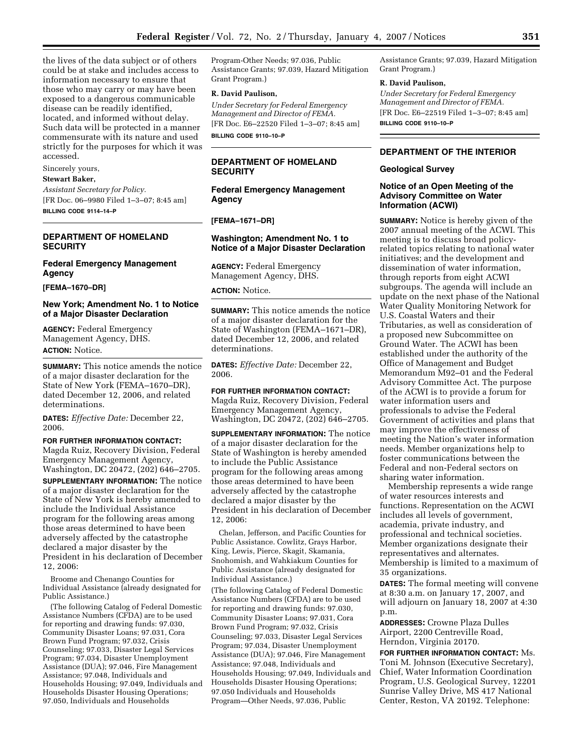the lives of the data subject or of others could be at stake and includes access to information necessary to ensure that those who may carry or may have been exposed to a dangerous communicable disease can be readily identified, located, and informed without delay. Such data will be protected in a manner commensurate with its nature and used strictly for the purposes for which it was accessed.

Sincerely yours,

**Stewart Baker,**

*Assistant Secretary for Policy.*

[FR Doc. 06–9980 Filed 1–3–07; 8:45 am]

**BILLING CODE 9114–14–P**

## DEPARTMENT OF HOMELAND SECURITY

### Federal Emergency Management Agency

**[FEMA–1670–DR]**

### New York; Amendment No. 1 to Notice of a Major Disaster Declaration

**AGENCY:** Federal Emergency Management Agency, DHS.

**ACTION:** Notice.

**SUMMARY:** This notice amends the notice of a major disaster declaration for the State of New York (FEMA–1670–DR), dated December 12, 2006, and related determinations.

**DATES:** *Effective Date:* December 22, 2006.

**FOR FURTHER INFORMATION CONTACT:** Magda Ruiz, Recovery Division, Federal Emergency Management Agency, Washington, DC 20472, (202) 646–2705.

**SUPPLEMENTARY INFORMATION:** The notice of a major disaster declaration for the State of New York is hereby amended to include the Individual Assistance program for the following areas among those areas determined to have been adversely affected by the catastrophe declared a major disaster by the President in his declaration of December 12, 2006:

Broome and Chenango Counties for Individual Assistance (already designated for Public Assistance.)

(The following Catalog of Federal Domestic Assistance Numbers (CFDA) are to be used for reporting and drawing funds: 97.030, Community Disaster Loans; 97.031, Cora Brown Fund Program; 97.032, Crisis Counseling; 97.033, Disaster Legal Services Program; 97.034, Disaster Unemployment Assistance (DUA); 97.046, Fire Management Assistance; 97.048, Individuals and Households Housing; 97.049, Individuals and Households Disaster Housing Operations; 97.050, Individuals and Households Program-Other Needs; 97.036, Public Assistance Grants; 97.039, Hazard Mitigation Grant Program.)

**R. David Paulison,**

*Under Secretary for Federal Emergency Management and Director of FEMA.*

[FR Doc. E6–22520 Filed 1–3–07; 8:45 am]

**BILLING CODE 9110–10–P**

## DEPARTMENT OF HOMELAND SECURITY

### Federal Emergency Management Agency

**[FEMA–1671–DR]**

### Washington; Amendment No. 1 to Notice of a Major Disaster Declaration

**AGENCY:** Federal Emergency Management Agency, DHS.

**ACTION:** Notice.

**SUMMARY:** This notice amends the notice of a major disaster declaration for the State of Washington (FEMA–1671–DR), dated December 12, 2006, and related determinations.

**DATES:** *Effective Date:* December 22, 2006.

**FOR FURTHER INFORMATION CONTACT:** Magda Ruiz, Recovery Division, Federal Emergency Management Agency, Washington, DC 20472, (202) 646–2705.

**SUPPLEMENTARY INFORMATION:** The notice of a major disaster declaration for the State of Washington is hereby amended to include the Public Assistance program for the following areas among those areas determined to have been adversely affected by the catastrophe declared a major disaster by the President in his declaration of December 12, 2006:

Chelan, Jefferson, and Pacific Counties for Public Assistance. Cowlitz, Grays Harbor, King, Lewis, Pierce, Skagit, Skamania, Snohomish, and Wahkiakum Counties for Public Assistance (already designated for Individual Assistance.)

(The following Catalog of Federal Domestic Assistance Numbers (CFDA) are to be used for reporting and drawing funds: 97.030, Community Disaster Loans; 97.031, Cora Brown Fund Program; 97.032, Crisis Counseling; 97.033, Disaster Legal Services Program; 97.034, Disaster Unemployment Assistance (DUA); 97.046, Fire Management Assistance; 97.048, Individuals and Households Housing; 97.049, Individuals and Households Disaster Housing Operations; 97.050 Individuals and Households Program—Other Needs, 97.036, Public Assistance Grants; 97.039, Hazard Mitigation Grant Program.)

**R. David Paulison,**

*Under Secretary for Federal Emergency Management and Director of FEMA.*

[FR Doc. E6–22519 Filed 1–3–07; 8:45 am]

**BILLING CODE 9110–10–P**

## DEPARTMENT OF THE INTERIOR

### Geological Survey

### Notice of an Open Meeting of the Advisory Committee on Water Information (ACWI)

**SUMMARY:** Notice is hereby given of the 2007 annual meeting of the ACWI. This meeting is to discuss broad policy-related topics relating to national water initiatives; and the development and dissemination of water information, through reports from eight ACWI subgroups. The agenda will include an update on the next phase of the National Water Quality Monitoring Network for U.S. Coastal Waters and their Tributaries, as well as consideration of a proposed new Subcommittee on Ground Water. The ACWI has been established under the authority of the Office of Management and Budget Memorandum M92–01 and the Federal Advisory Committee Act. The purpose of the ACWI is to provide a forum for water information users and professionals to advise the Federal Government of activities and plans that may improve the effectiveness of meeting the Nation's water information needs. Member organizations help to foster communications between the Federal and non-Federal sectors on sharing water information.

Membership represents a wide range of water resources interests and functions. Representation on the ACWI includes all levels of government, academia, private industry, and professional and technical societies. Member organizations designate their representatives and alternates. Membership is limited to a maximum of 35 organizations.

**DATES:** The formal meeting will convene at 8:30 a.m. on January 17, 2007, and will adjourn on January 18, 2007 at 4:30 p.m.

**ADDRESSES:** Crowne Plaza Dulles Airport, 2200 Centreville Road, Herndon, Virginia 20170.

**FOR FURTHER INFORMATION CONTACT:** Ms. Toni M. Johnson (Executive Secretary), Chief, Water Information Coordination Program, U.S. Geological Survey, 12201 Sunrise Valley Drive, MS 417 National Center, Reston, VA 20192. Telephone: